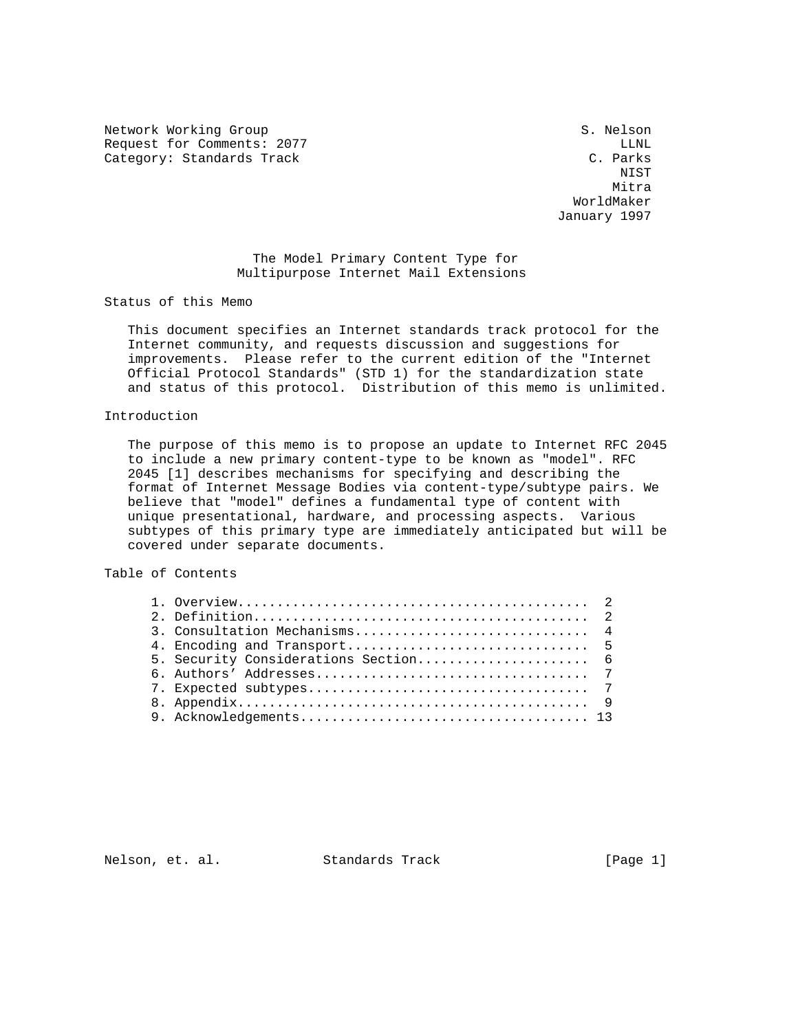Network Working Group S. Nelson
Request for Comments: 2077 LLNL
Category: Standards Track C. Parks
NIST
Mitra
WorldMaker
January 1997

# The Model Primary Content Type for Multipurpose Internet Mail Extensions

## Status of this Memo

This document specifies an Internet standards track protocol for the Internet community, and requests discussion and suggestions for improvements. Please refer to the current edition of the "Internet Official Protocol Standards" (STD 1) for the standardization state and status of this protocol. Distribution of this memo is unlimited.

## Introduction

The purpose of this memo is to propose an update to Internet RFC 2045 to include a new primary content-type to be known as "model". RFC 2045 [1] describes mechanisms for specifying and describing the format of Internet Message Bodies via content-type/subtype pairs. We believe that "model" defines a fundamental type of content with unique presentational, hardware, and processing aspects. Various subtypes of this primary type are immediately anticipated but will be covered under separate documents.

## Table of Contents

1. Overview............................................ 2
2. Definition.......................................... 2
3. Consultation Mechanisms............................. 4
4. Encoding and Transport.............................. 5
5. Security Considerations Section..................... 6
6. Authors' Addresses.................................. 7
7. Expected subtypes................................... 7
8. Appendix............................................ 9
9. Acknowledgements.................................... 13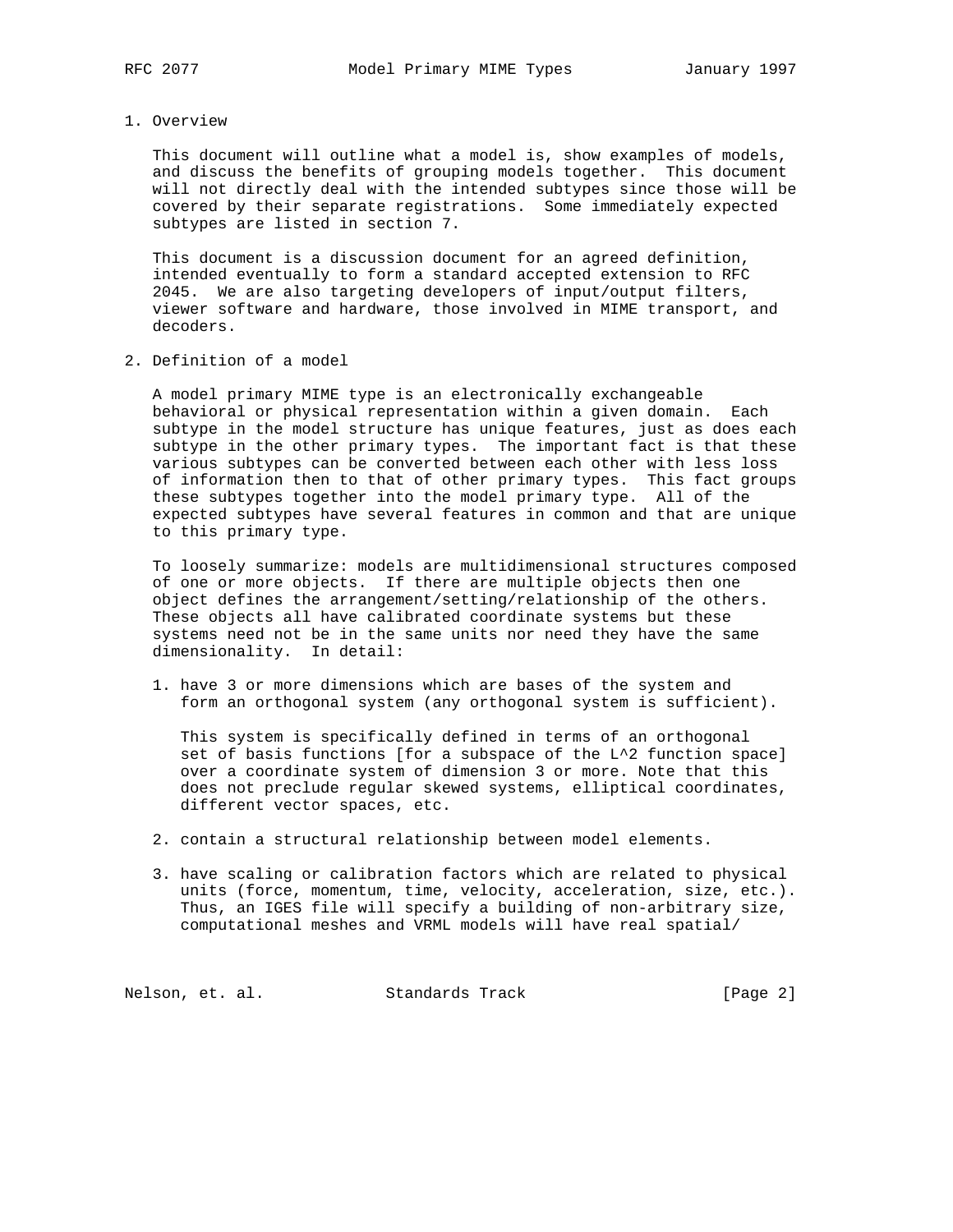## 1. Overview

This document will outline what a model is, show examples of models, and discuss the benefits of grouping models together. This document will not directly deal with the intended subtypes since those will be covered by their separate registrations. Some immediately expected subtypes are listed in section 7.

This document is a discussion document for an agreed definition, intended eventually to form a standard accepted extension to RFC 2045. We are also targeting developers of input/output filters, viewer software and hardware, those involved in MIME transport, and decoders.

## 2. Definition of a model

A model primary MIME type is an electronically exchangeable behavioral or physical representation within a given domain. Each subtype in the model structure has unique features, just as does each subtype in the other primary types. The important fact is that these various subtypes can be converted between each other with less loss of information then to that of other primary types. This fact groups these subtypes together into the model primary type. All of the expected subtypes have several features in common and that are unique to this primary type.

To loosely summarize: models are multidimensional structures composed of one or more objects. If there are multiple objects then one object defines the arrangement/setting/relationship of the others. These objects all have calibrated coordinate systems but these systems need not be in the same units nor need they have the same dimensionality. In detail:

1. have 3 or more dimensions which are bases of the system and form an orthogonal system (any orthogonal system is sufficient).

   This system is specifically defined in terms of an orthogonal set of basis functions [for a subspace of the $L^2$ function space] over a coordinate system of dimension 3 or more. Note that this does not preclude regular skewed systems, elliptical coordinates, different vector spaces, etc.

2. contain a structural relationship between model elements.

3. have scaling or calibration factors which are related to physical units (force, momentum, time, velocity, acceleration, size, etc.). Thus, an IGES file will specify a building of non-arbitrary size, computational meshes and VRML models will have real spatial/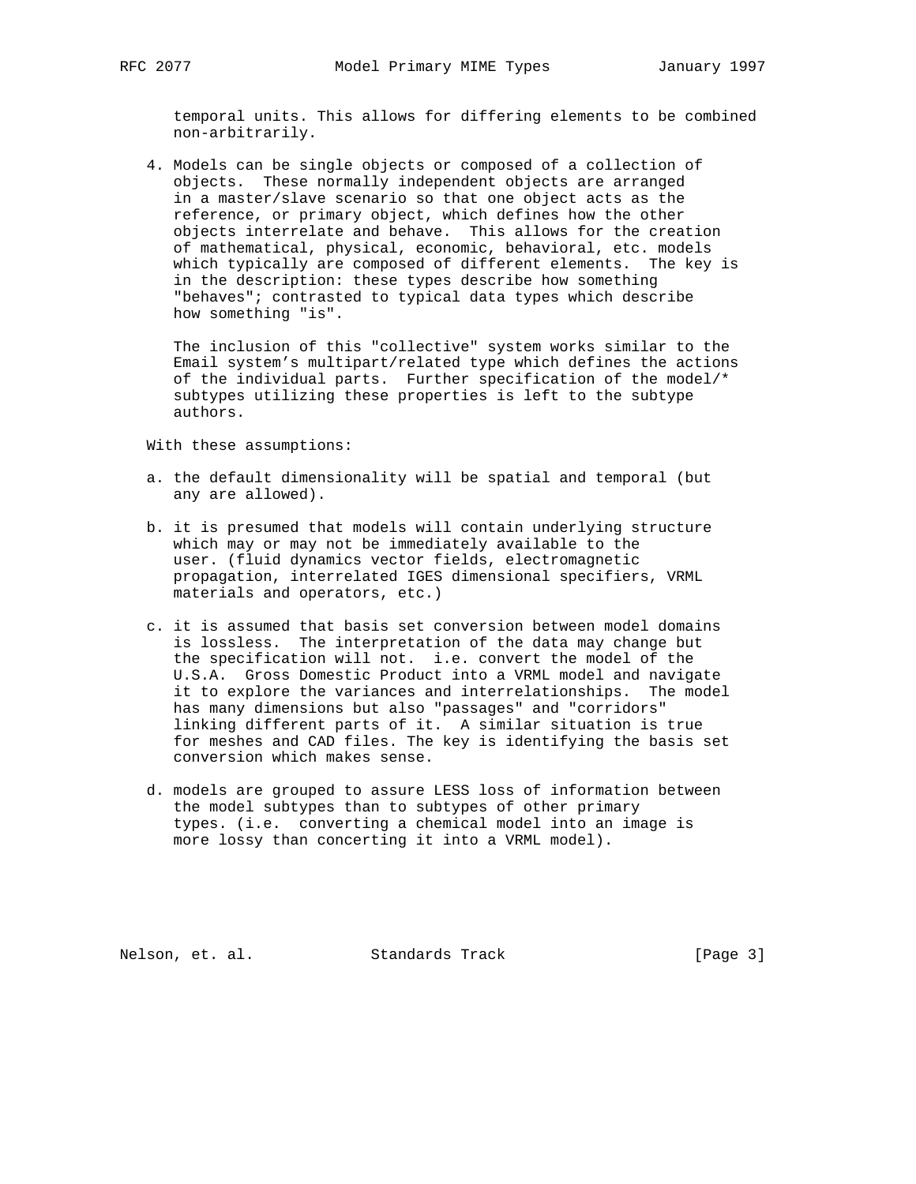temporal units. This allows for differing elements to be combined non-arbitrarily.

4. Models can be single objects or composed of a collection of objects. These normally independent objects are arranged in a master/slave scenario so that one object acts as the reference, or primary object, which defines how the other objects interrelate and behave. This allows for the creation of mathematical, physical, economic, behavioral, etc. models which typically are composed of different elements. The key is in the description: these types describe how something "behaves"; contrasted to typical data types which describe how something "is".

   The inclusion of this "collective" system works similar to the Email system's multipart/related type which defines the actions of the individual parts. Further specification of the model/* subtypes utilizing these properties is left to the subtype authors.

With these assumptions:

a. the default dimensionality will be spatial and temporal (but any are allowed).

b. it is presumed that models will contain underlying structure which may or may not be immediately available to the user. (fluid dynamics vector fields, electromagnetic propagation, interrelated IGES dimensional specifiers, VRML materials and operators, etc.)

c. it is assumed that basis set conversion between model domains is lossless. The interpretation of the data may change but the specification will not. i.e. convert the model of the U.S.A. Gross Domestic Product into a VRML model and navigate it to explore the variances and interrelationships. The model has many dimensions but also "passages" and "corridors" linking different parts of it. A similar situation is true for meshes and CAD files. The key is identifying the basis set conversion which makes sense.

d. models are grouped to assure LESS loss of information between the model subtypes than to subtypes of other primary types. (i.e. converting a chemical model into an image is more lossy than concerting it into a VRML model).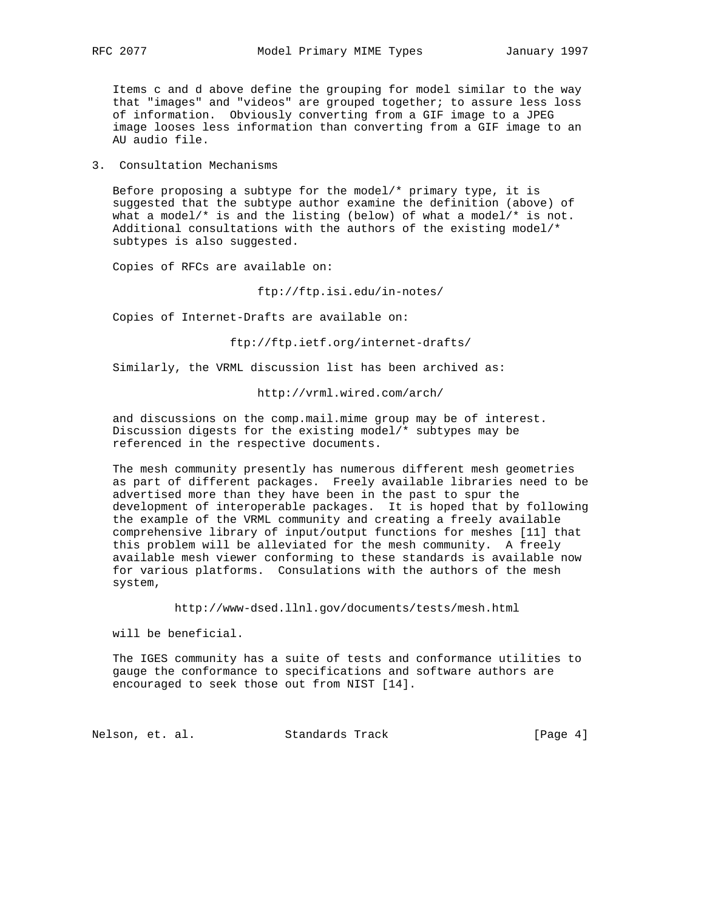Items c and d above define the grouping for model similar to the way that "images" and "videos" are grouped together; to assure less loss of information. Obviously converting from a GIF image to a JPEG image looses less information than converting from a GIF image to an AU audio file.

## 3. Consultation Mechanisms

Before proposing a subtype for the model/* primary type, it is suggested that the subtype author examine the definition (above) of what a model/* is and the listing (below) of what a model/* is not. Additional consultations with the authors of the existing model/* subtypes is also suggested.

Copies of RFCs are available on:

ftp://ftp.isi.edu/in-notes/

Copies of Internet-Drafts are available on:

ftp://ftp.ietf.org/internet-drafts/

Similarly, the VRML discussion list has been archived as:

http://vrml.wired.com/arch/

and discussions on the comp.mail.mime group may be of interest. Discussion digests for the existing model/* subtypes may be referenced in the respective documents.

The mesh community presently has numerous different mesh geometries as part of different packages. Freely available libraries need to be advertised more than they have been in the past to spur the development of interoperable packages. It is hoped that by following the example of the VRML community and creating a freely available comprehensive library of input/output functions for meshes [11] that this problem will be alleviated for the mesh community. A freely available mesh viewer conforming to these standards is available now for various platforms. Consulations with the authors of the mesh system,

http://www-dsed.llnl.gov/documents/tests/mesh.html

will be beneficial.

The IGES community has a suite of tests and conformance utilities to gauge the conformance to specifications and software authors are encouraged to seek those out from NIST [14].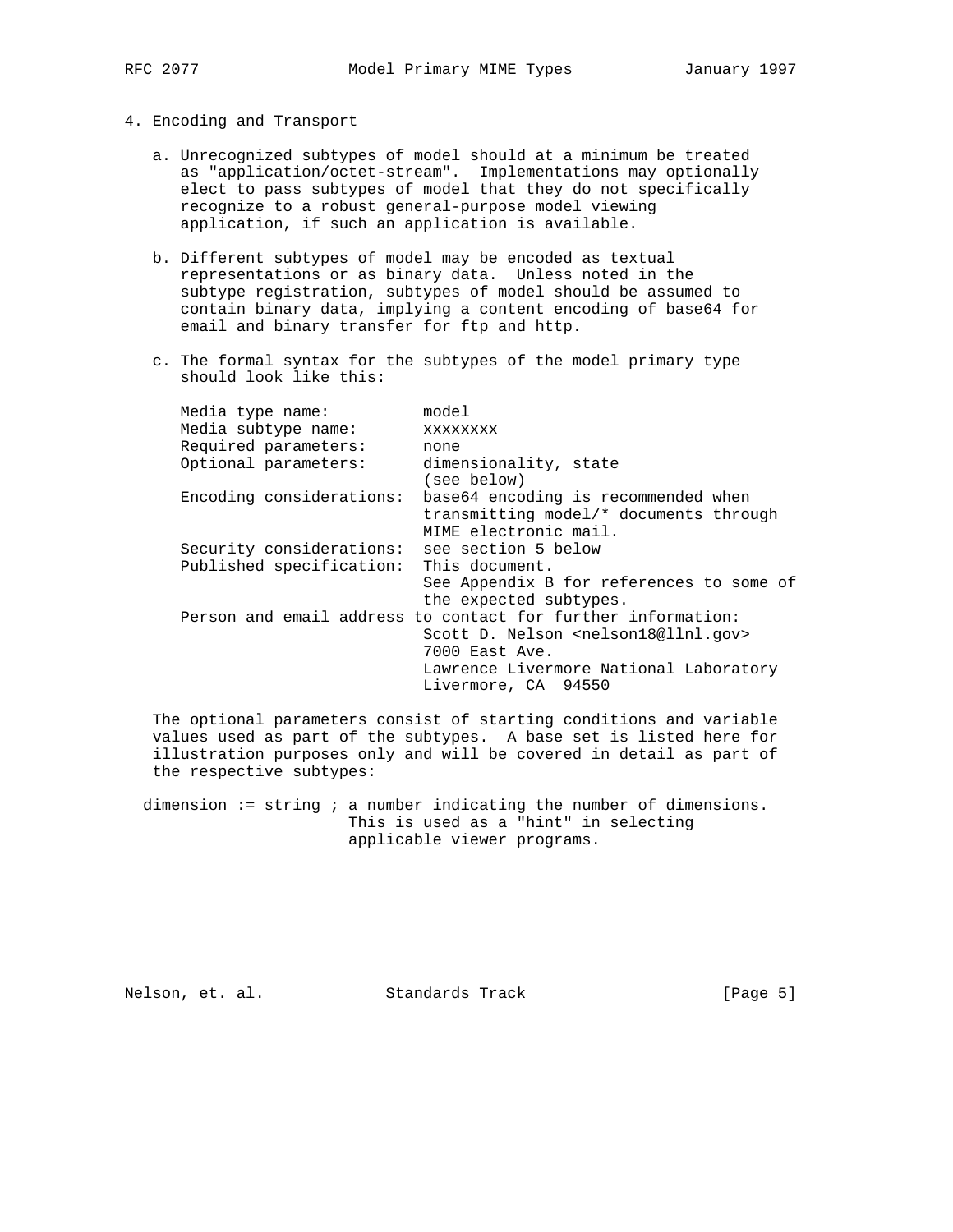## 4. Encoding and Transport

a. Unrecognized subtypes of model should at a minimum be treated as "application/octet-stream". Implementations may optionally elect to pass subtypes of model that they do not specifically recognize to a robust general-purpose model viewing application, if such an application is available.

b. Different subtypes of model may be encoded as textual representations or as binary data. Unless noted in the subtype registration, subtypes of model should be assumed to contain binary data, implying a content encoding of base64 for email and binary transfer for ftp and http.

c. The formal syntax for the subtypes of the model primary type should look like this:

```
Media type name:          model
Media subtype name:       xxxxxxxx
Required parameters:      none
Optional parameters:      dimensionality, state
                          (see below)
Encoding considerations:  base64 encoding is recommended when
                          transmitting model/* documents through
                          MIME electronic mail.
Security considerations:  see section 5 below
Published specification:  This document.
                          See Appendix B for references to some of
                          the expected subtypes.
Person and email address to contact for further information:
                          Scott D. Nelson <nelson18@llnl.gov>
                          7000 East Ave.
                          Lawrence Livermore National Laboratory
                          Livermore, CA  94550
```

The optional parameters consist of starting conditions and variable values used as part of the subtypes. A base set is listed here for illustration purposes only and will be covered in detail as part of the respective subtypes:

```
dimension := string ; a number indicating the number of dimensions.
                      This is used as a "hint" in selecting
                      applicable viewer programs.
```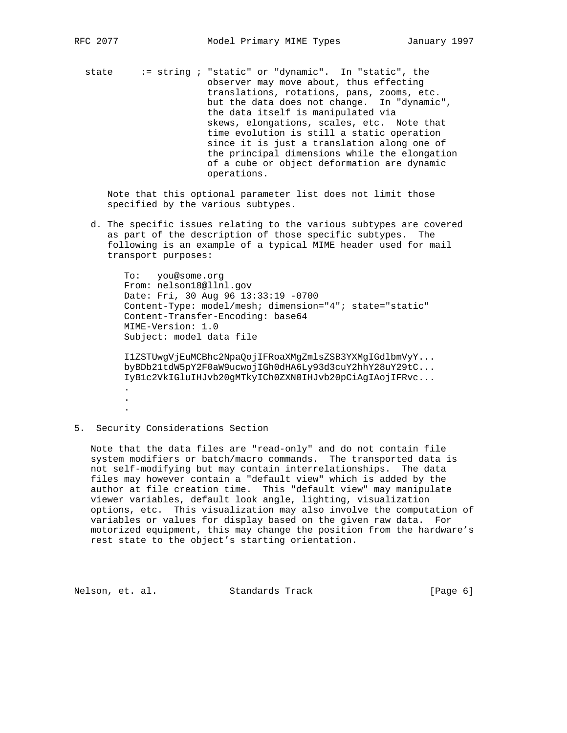```
state     := string ; "static" or "dynamic".  In "static", the
                      observer may move about, thus effecting
                      translations, rotations, pans, zooms, etc.
                      but the data does not change.  In "dynamic",
                      the data itself is manipulated via
                      skews, elongations, scales, etc.  Note that
                      time evolution is still a static operation
                      since it is just a translation along one of
                      the principal dimensions while the elongation
                      of a cube or object deformation are dynamic
                      operations.
```

Note that this optional parameter list does not limit those specified by the various subtypes.

d. The specific issues relating to the various subtypes are covered as part of the description of those specific subtypes. The following is an example of a typical MIME header used for mail transport purposes:

```
To:   you@some.org
From: nelson18@llnl.gov
Date: Fri, 30 Aug 96 13:33:19 -0700
Content-Type: model/mesh; dimension="4"; state="static"
Content-Transfer-Encoding: base64
MIME-Version: 1.0
Subject: model data file

I1ZSTUwgVjEuMCBhc2NpaQojIFRoaXMgZmlsZSB3YXMgIGdlbmVyY...
byBDb21tdW5pY2F0aW9ucwojIGh0dHA6Ly93d3cuY2hhY28uY29tC...
IyB1c2VkIGluIHJvb20gMTkyICh0ZXN0IHJvb20pCiAgIAojIFRvc...
.
.
.
```

## 5. Security Considerations Section

Note that the data files are "read-only" and do not contain file system modifiers or batch/macro commands. The transported data is not self-modifying but may contain interrelationships. The data files may however contain a "default view" which is added by the author at file creation time. This "default view" may manipulate viewer variables, default look angle, lighting, visualization options, etc. This visualization may also involve the computation of variables or values for display based on the given raw data. For motorized equipment, this may change the position from the hardware's rest state to the object's starting orientation.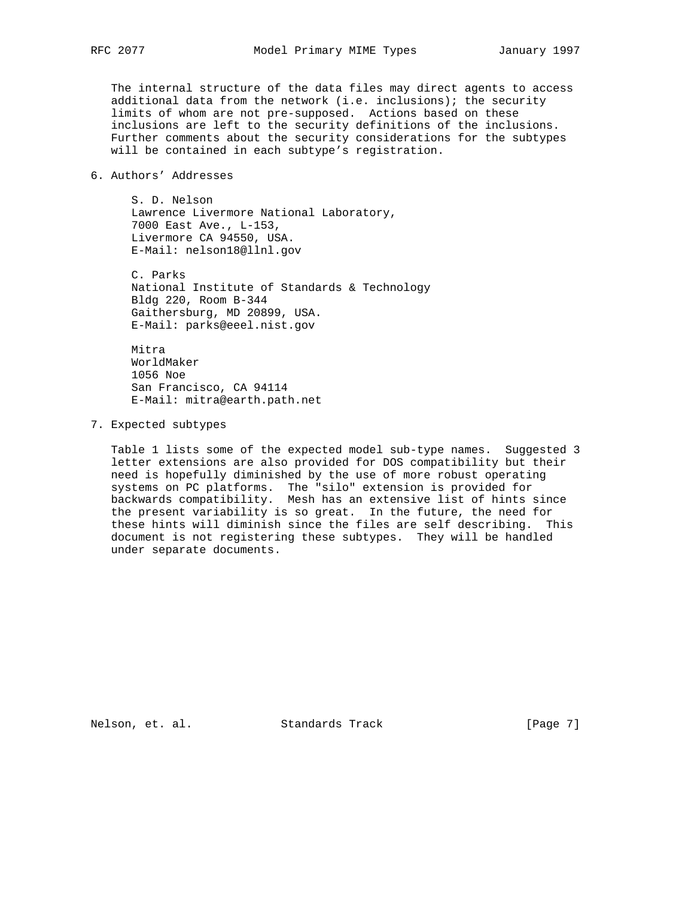The internal structure of the data files may direct agents to access additional data from the network (i.e. inclusions); the security limits of whom are not pre-supposed. Actions based on these inclusions are left to the security definitions of the inclusions. Further comments about the security considerations for the subtypes will be contained in each subtype's registration.

## 6. Authors' Addresses

S. D. Nelson
Lawrence Livermore National Laboratory,
7000 East Ave., L-153,
Livermore CA 94550, USA.
E-Mail: nelson18@llnl.gov

C. Parks
National Institute of Standards & Technology
Bldg 220, Room B-344
Gaithersburg, MD 20899, USA.
E-Mail: parks@eeel.nist.gov

Mitra
WorldMaker
1056 Noe
San Francisco, CA 94114
E-Mail: mitra@earth.path.net

## 7. Expected subtypes

Table 1 lists some of the expected model sub-type names. Suggested 3 letter extensions are also provided for DOS compatibility but their need is hopefully diminished by the use of more robust operating systems on PC platforms. The "silo" extension is provided for backwards compatibility. Mesh has an extensive list of hints since the present variability is so great. In the future, the need for these hints will diminish since the files are self describing. This document is not registering these subtypes. They will be handled under separate documents.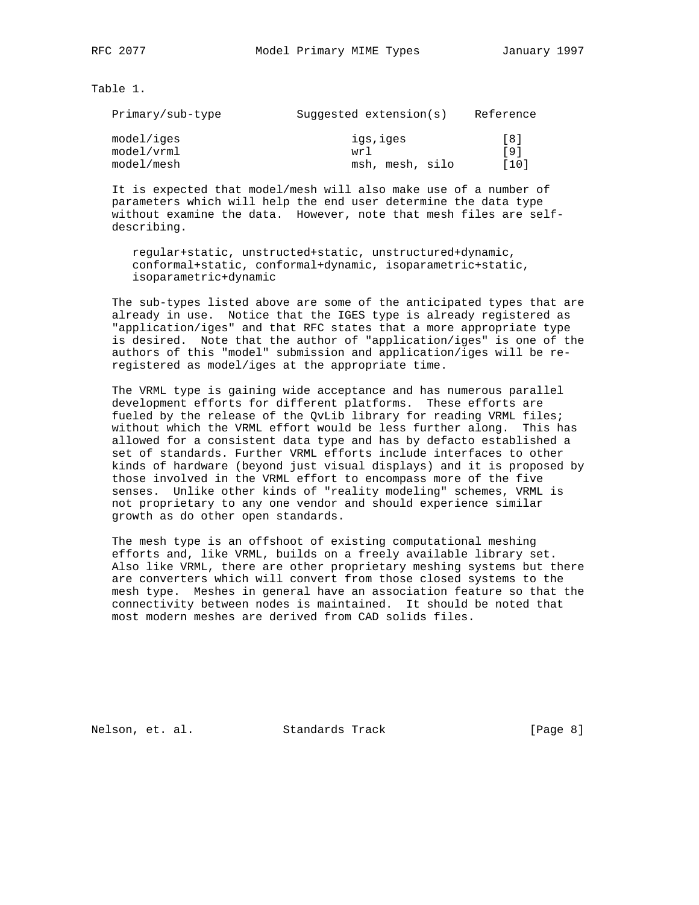Table 1.

| Primary/sub-type | Suggested extension(s) | Reference |
|---|---|---|
| model/iges | igs,iges | [8] |
| model/vrml | wrl | [9] |
| model/mesh | msh, mesh, silo | [10] |

It is expected that model/mesh will also make use of a number of parameters which will help the end user determine the data type without examine the data. However, note that mesh files are self-describing.

regular+static, unstructed+static, unstructured+dynamic, conformal+static, conformal+dynamic, isoparametric+static, isoparametric+dynamic

The sub-types listed above are some of the anticipated types that are already in use. Notice that the IGES type is already registered as "application/iges" and that RFC states that a more appropriate type is desired. Note that the author of "application/iges" is one of the authors of this "model" submission and application/iges will be re-registered as model/iges at the appropriate time.

The VRML type is gaining wide acceptance and has numerous parallel development efforts for different platforms. These efforts are fueled by the release of the QvLib library for reading VRML files; without which the VRML effort would be less further along. This has allowed for a consistent data type and has by defacto established a set of standards. Further VRML efforts include interfaces to other kinds of hardware (beyond just visual displays) and it is proposed by those involved in the VRML effort to encompass more of the five senses. Unlike other kinds of "reality modeling" schemes, VRML is not proprietary to any one vendor and should experience similar growth as do other open standards.

The mesh type is an offshoot of existing computational meshing efforts and, like VRML, builds on a freely available library set. Also like VRML, there are other proprietary meshing systems but there are converters which will convert from those closed systems to the mesh type. Meshes in general have an association feature so that the connectivity between nodes is maintained. It should be noted that most modern meshes are derived from CAD solids files.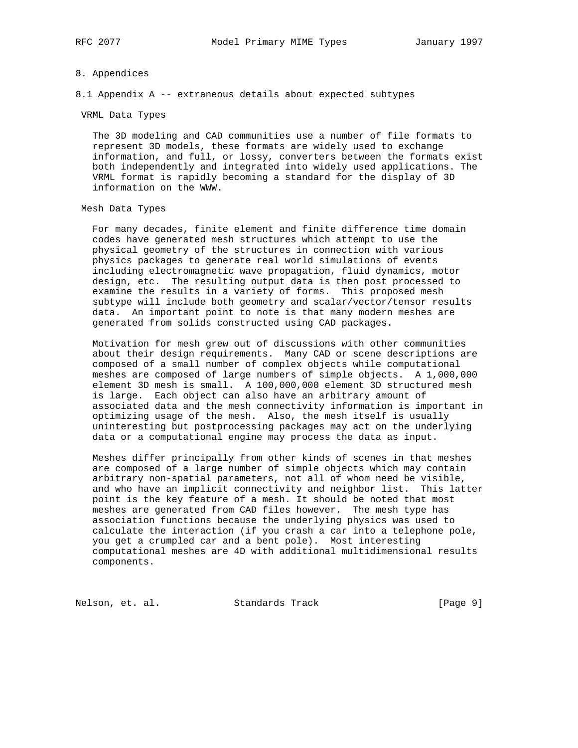# 8. Appendices

## 8.1 Appendix A -- extraneous details about expected subtypes

### VRML Data Types

The 3D modeling and CAD communities use a number of file formats to represent 3D models, these formats are widely used to exchange information, and full, or lossy, converters between the formats exist both independently and integrated into widely used applications. The VRML format is rapidly becoming a standard for the display of 3D information on the WWW.

### Mesh Data Types

For many decades, finite element and finite difference time domain codes have generated mesh structures which attempt to use the physical geometry of the structures in connection with various physics packages to generate real world simulations of events including electromagnetic wave propagation, fluid dynamics, motor design, etc. The resulting output data is then post processed to examine the results in a variety of forms. This proposed mesh subtype will include both geometry and scalar/vector/tensor results data. An important point to note is that many modern meshes are generated from solids constructed using CAD packages.

Motivation for mesh grew out of discussions with other communities about their design requirements. Many CAD or scene descriptions are composed of a small number of complex objects while computational meshes are composed of large numbers of simple objects. A 1,000,000 element 3D mesh is small. A 100,000,000 element 3D structured mesh is large. Each object can also have an arbitrary amount of associated data and the mesh connectivity information is important in optimizing usage of the mesh. Also, the mesh itself is usually uninteresting but postprocessing packages may act on the underlying data or a computational engine may process the data as input.

Meshes differ principally from other kinds of scenes in that meshes are composed of a large number of simple objects which may contain arbitrary non-spatial parameters, not all of whom need be visible, and who have an implicit connectivity and neighbor list. This latter point is the key feature of a mesh. It should be noted that most meshes are generated from CAD files however. The mesh type has association functions because the underlying physics was used to calculate the interaction (if you crash a car into a telephone pole, you get a crumpled car and a bent pole). Most interesting computational meshes are 4D with additional multidimensional results components.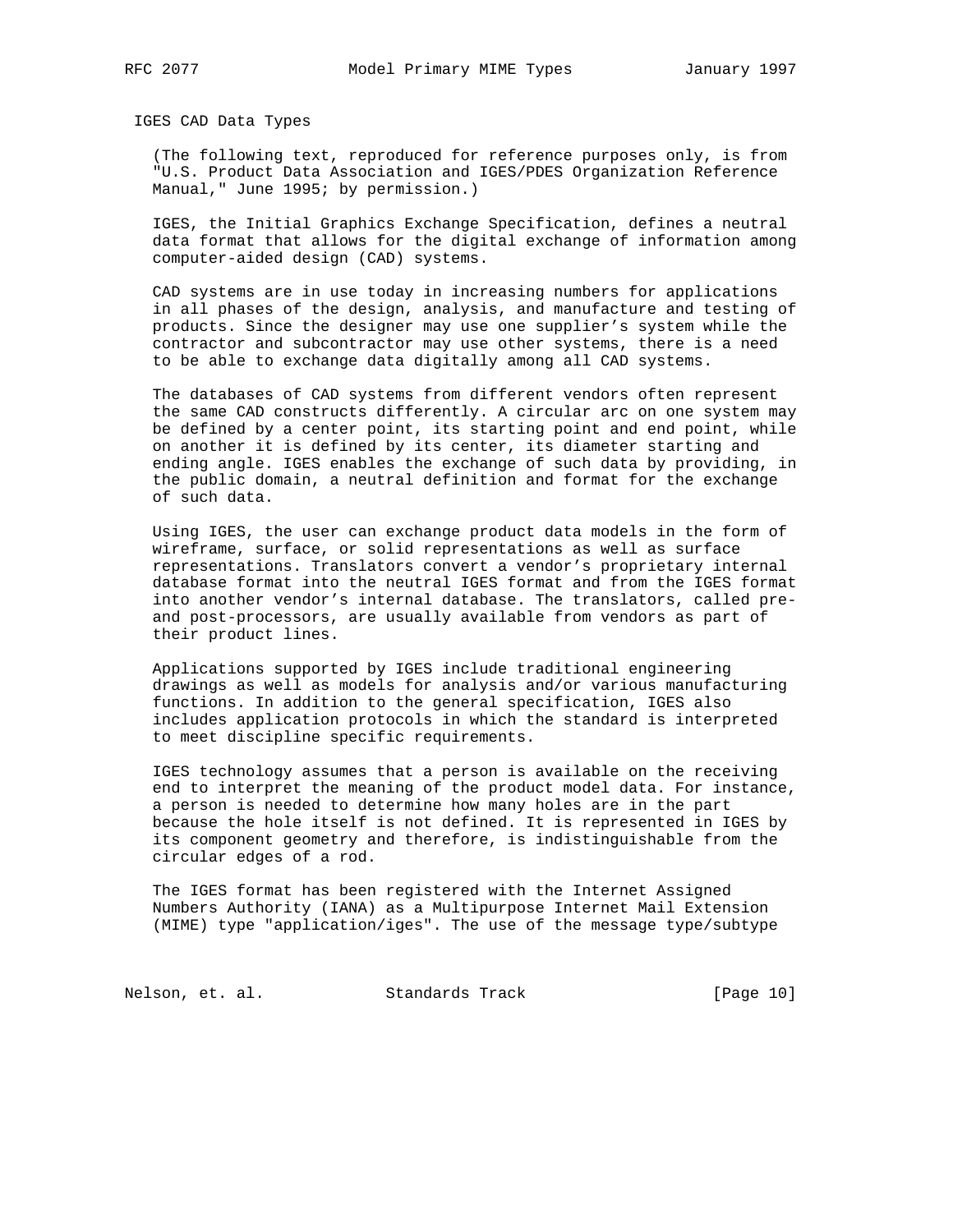## IGES CAD Data Types

(The following text, reproduced for reference purposes only, is from "U.S. Product Data Association and IGES/PDES Organization Reference Manual," June 1995; by permission.)

IGES, the Initial Graphics Exchange Specification, defines a neutral data format that allows for the digital exchange of information among computer-aided design (CAD) systems.

CAD systems are in use today in increasing numbers for applications in all phases of the design, analysis, and manufacture and testing of products. Since the designer may use one supplier's system while the contractor and subcontractor may use other systems, there is a need to be able to exchange data digitally among all CAD systems.

The databases of CAD systems from different vendors often represent the same CAD constructs differently. A circular arc on one system may be defined by a center point, its starting point and end point, while on another it is defined by its center, its diameter starting and ending angle. IGES enables the exchange of such data by providing, in the public domain, a neutral definition and format for the exchange of such data.

Using IGES, the user can exchange product data models in the form of wireframe, surface, or solid representations as well as surface representations. Translators convert a vendor's proprietary internal database format into the neutral IGES format and from the IGES format into another vendor's internal database. The translators, called pre- and post-processors, are usually available from vendors as part of their product lines.

Applications supported by IGES include traditional engineering drawings as well as models for analysis and/or various manufacturing functions. In addition to the general specification, IGES also includes application protocols in which the standard is interpreted to meet discipline specific requirements.

IGES technology assumes that a person is available on the receiving end to interpret the meaning of the product model data. For instance, a person is needed to determine how many holes are in the part because the hole itself is not defined. It is represented in IGES by its component geometry and therefore, is indistinguishable from the circular edges of a rod.

The IGES format has been registered with the Internet Assigned Numbers Authority (IANA) as a Multipurpose Internet Mail Extension (MIME) type "application/iges". The use of the message type/subtype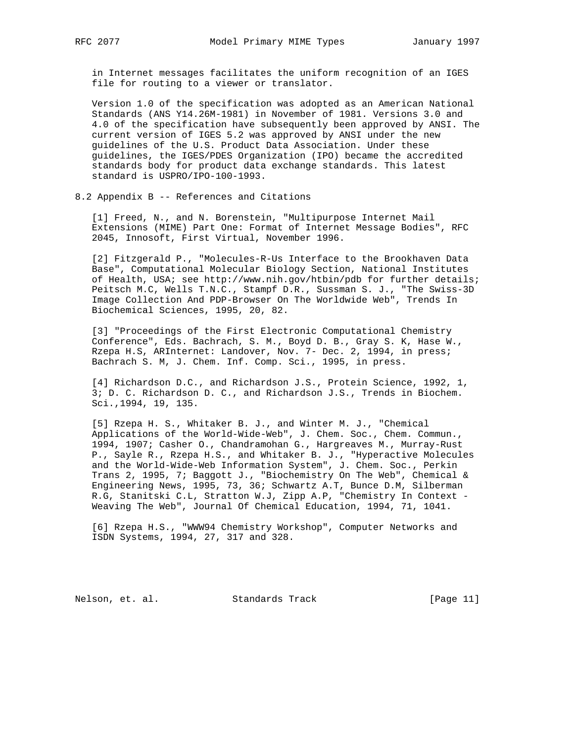in Internet messages facilitates the uniform recognition of an IGES file for routing to a viewer or translator.

Version 1.0 of the specification was adopted as an American National Standards (ANS Y14.26M-1981) in November of 1981. Versions 3.0 and 4.0 of the specification have subsequently been approved by ANSI. The current version of IGES 5.2 was approved by ANSI under the new guidelines of the U.S. Product Data Association. Under these guidelines, the IGES/PDES Organization (IPO) became the accredited standards body for product data exchange standards. This latest standard is USPRO/IPO-100-1993.

## 8.2 Appendix B -- References and Citations

[1] Freed, N., and N. Borenstein, "Multipurpose Internet Mail Extensions (MIME) Part One: Format of Internet Message Bodies", RFC 2045, Innosoft, First Virtual, November 1996.

[2] Fitzgerald P., "Molecules-R-Us Interface to the Brookhaven Data Base", Computational Molecular Biology Section, National Institutes of Health, USA; see http://www.nih.gov/htbin/pdb for further details; Peitsch M.C, Wells T.N.C., Stampf D.R., Sussman S. J., "The Swiss-3D Image Collection And PDP-Browser On The Worldwide Web", Trends In Biochemical Sciences, 1995, 20, 82.

[3] "Proceedings of the First Electronic Computational Chemistry Conference", Eds. Bachrach, S. M., Boyd D. B., Gray S. K, Hase W., Rzepa H.S, ARInternet: Landover, Nov. 7- Dec. 2, 1994, in press; Bachrach S. M, J. Chem. Inf. Comp. Sci., 1995, in press.

[4] Richardson D.C., and Richardson J.S., Protein Science, 1992, 1, 3; D. C. Richardson D. C., and Richardson J.S., Trends in Biochem. Sci.,1994, 19, 135.

[5] Rzepa H. S., Whitaker B. J., and Winter M. J., "Chemical Applications of the World-Wide-Web", J. Chem. Soc., Chem. Commun., 1994, 1907; Casher O., Chandramohan G., Hargreaves M., Murray-Rust P., Sayle R., Rzepa H.S., and Whitaker B. J., "Hyperactive Molecules and the World-Wide-Web Information System", J. Chem. Soc., Perkin Trans 2, 1995, 7; Baggott J., "Biochemistry On The Web", Chemical & Engineering News, 1995, 73, 36; Schwartz A.T, Bunce D.M, Silberman R.G, Stanitski C.L, Stratton W.J, Zipp A.P, "Chemistry In Context - Weaving The Web", Journal Of Chemical Education, 1994, 71, 1041.

[6] Rzepa H.S., "WWW94 Chemistry Workshop", Computer Networks and ISDN Systems, 1994, 27, 317 and 328.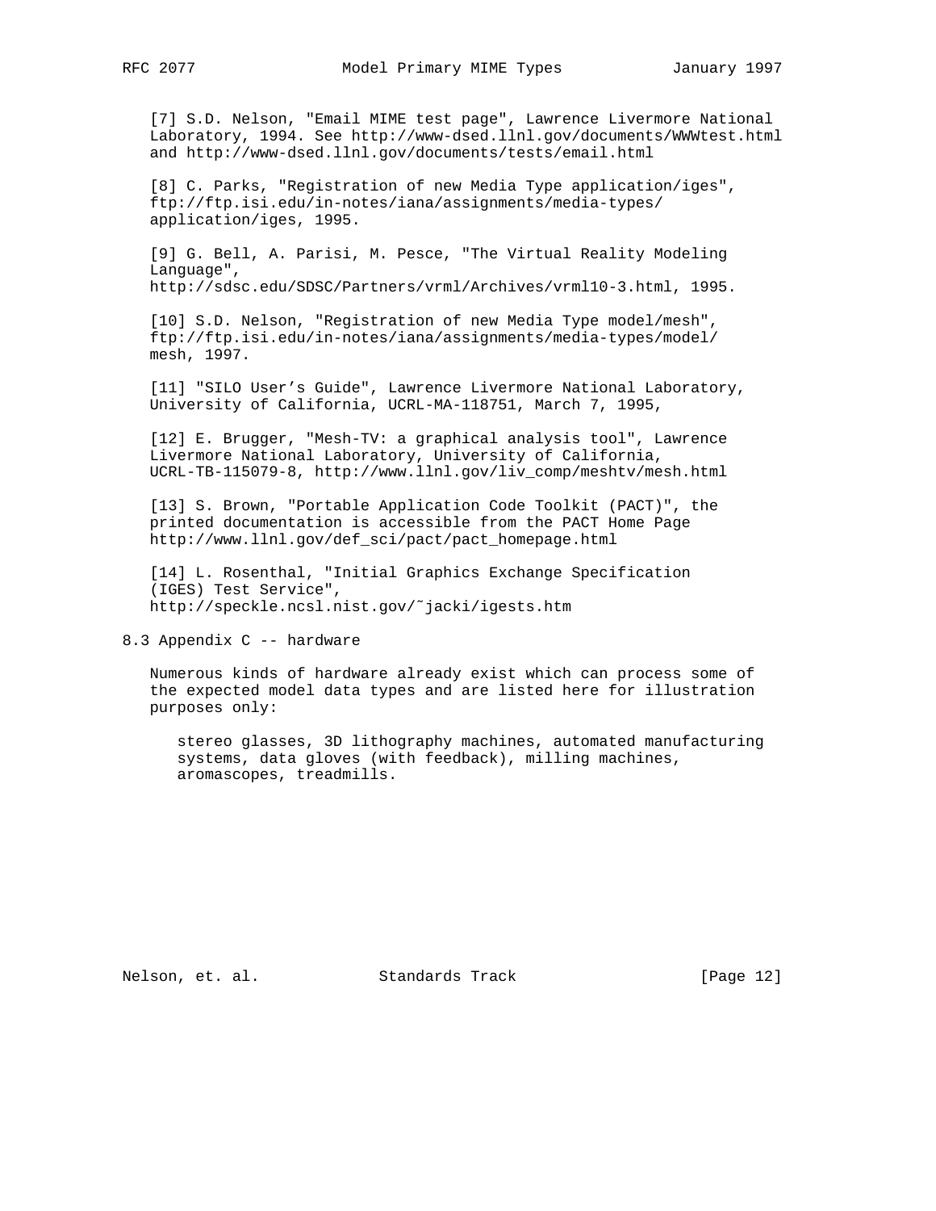[7] S.D. Nelson, "Email MIME test page", Lawrence Livermore National Laboratory, 1994. See http://www-dsed.llnl.gov/documents/WWWtest.html and http://www-dsed.llnl.gov/documents/tests/email.html

[8] C. Parks, "Registration of new Media Type application/iges", ftp://ftp.isi.edu/in-notes/iana/assignments/media-types/application/iges, 1995.

[9] G. Bell, A. Parisi, M. Pesce, "The Virtual Reality Modeling Language", http://sdsc.edu/SDSC/Partners/vrml/Archives/vrml10-3.html, 1995.

[10] S.D. Nelson, "Registration of new Media Type model/mesh", ftp://ftp.isi.edu/in-notes/iana/assignments/media-types/model/mesh, 1997.

[11] "SILO User's Guide", Lawrence Livermore National Laboratory, University of California, UCRL-MA-118751, March 7, 1995,

[12] E. Brugger, "Mesh-TV: a graphical analysis tool", Lawrence Livermore National Laboratory, University of California, UCRL-TB-115079-8, http://www.llnl.gov/liv_comp/meshtv/mesh.html

[13] S. Brown, "Portable Application Code Toolkit (PACT)", the printed documentation is accessible from the PACT Home Page http://www.llnl.gov/def_sci/pact/pact_homepage.html

[14] L. Rosenthal, "Initial Graphics Exchange Specification (IGES) Test Service", http://speckle.ncsl.nist.gov/~jacki/igests.htm

## 8.3 Appendix C -- hardware

Numerous kinds of hardware already exist which can process some of the expected model data types and are listed here for illustration purposes only:

stereo glasses, 3D lithography machines, automated manufacturing systems, data gloves (with feedback), milling machines, aromascopes, treadmills.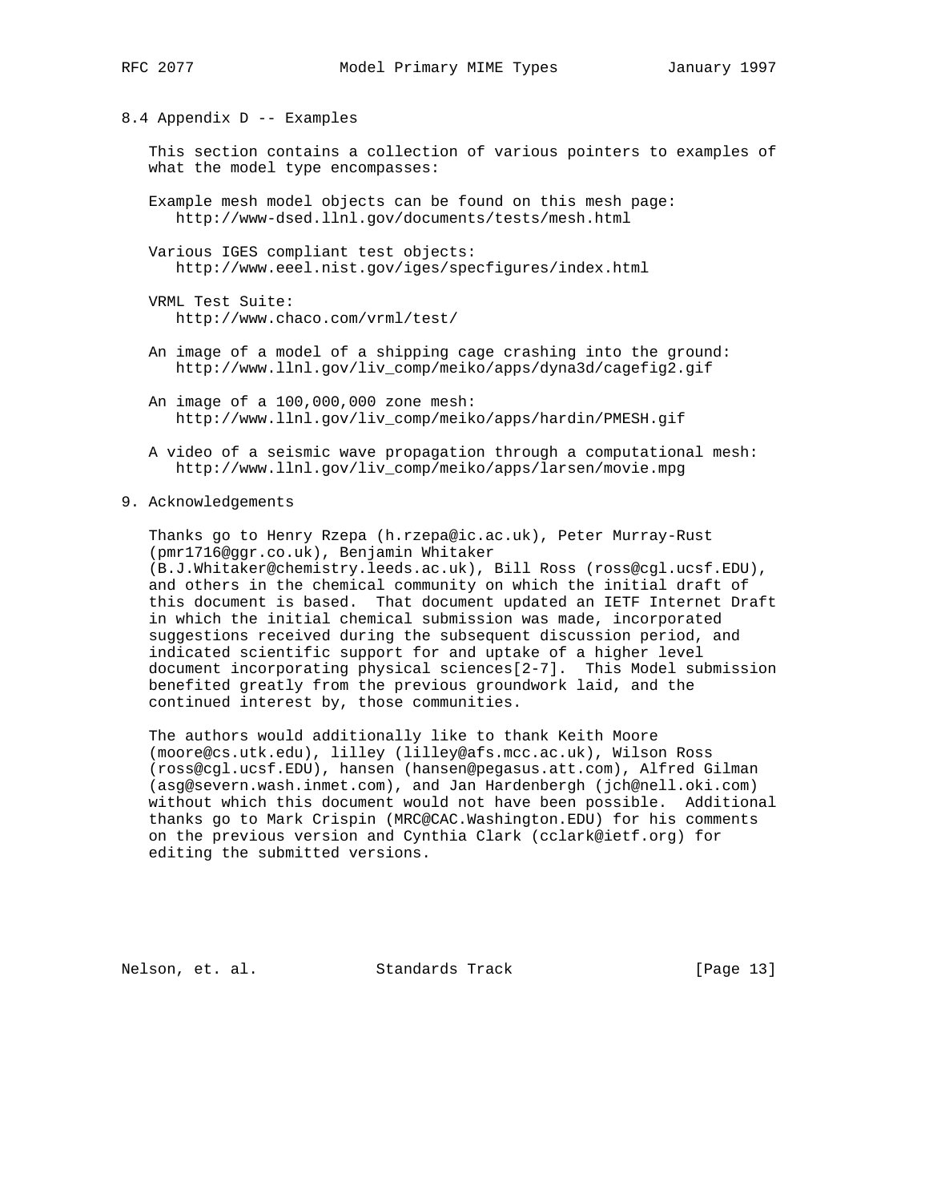## 8.4 Appendix D -- Examples

This section contains a collection of various pointers to examples of what the model type encompasses:

Example mesh model objects can be found on this mesh page:
http://www-dsed.llnl.gov/documents/tests/mesh.html

Various IGES compliant test objects:
http://www.eeel.nist.gov/iges/specfigures/index.html

VRML Test Suite:
http://www.chaco.com/vrml/test/

An image of a model of a shipping cage crashing into the ground:
http://www.llnl.gov/liv_comp/meiko/apps/dyna3d/cagefig2.gif

An image of a 100,000,000 zone mesh:
http://www.llnl.gov/liv_comp/meiko/apps/hardin/PMESH.gif

A video of a seismic wave propagation through a computational mesh:
http://www.llnl.gov/liv_comp/meiko/apps/larsen/movie.mpg

# 9. Acknowledgements

Thanks go to Henry Rzepa (h.rzepa@ic.ac.uk), Peter Murray-Rust (pmr1716@ggr.co.uk), Benjamin Whitaker (B.J.Whitaker@chemistry.leeds.ac.uk), Bill Ross (ross@cgl.ucsf.EDU), and others in the chemical community on which the initial draft of this document is based. That document updated an IETF Internet Draft in which the initial chemical submission was made, incorporated suggestions received during the subsequent discussion period, and indicated scientific support for and uptake of a higher level document incorporating physical sciences[2-7]. This Model submission benefited greatly from the previous groundwork laid, and the continued interest by, those communities.

The authors would additionally like to thank Keith Moore (moore@cs.utk.edu), lilley (lilley@afs.mcc.ac.uk), Wilson Ross (ross@cgl.ucsf.EDU), hansen (hansen@pegasus.att.com), Alfred Gilman (asg@severn.wash.inmet.com), and Jan Hardenbergh (jch@nell.oki.com) without which this document would not have been possible. Additional thanks go to Mark Crispin (MRC@CAC.Washington.EDU) for his comments on the previous version and Cynthia Clark (cclark@ietf.org) for editing the submitted versions.